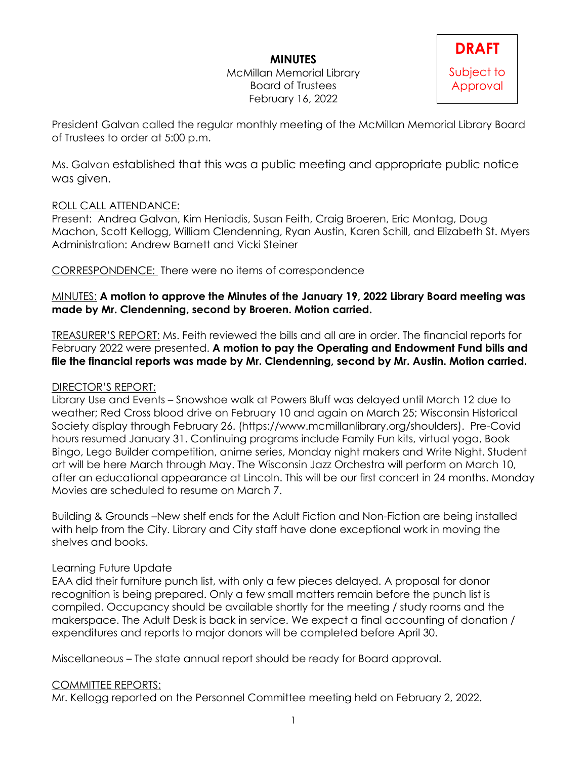# MINUTES

McMillan Memorial Library
Board of Trustees
February 16, 2022

**DRAFT**
Subject to Approval

President Galvan called the regular monthly meeting of the McMillan Memorial Library Board of Trustees to order at 5:00 p.m.

Ms. Galvan established that this was a public meeting and appropriate public notice was given.

ROLL CALL ATTENDANCE:
Present: Andrea Galvan, Kim Heniadis, Susan Feith, Craig Broeren, Eric Montag, Doug Machon, Scott Kellogg, William Clendenning, Ryan Austin, Karen Schill, and Elizabeth St. Myers
Administration: Andrew Barnett and Vicki Steiner

CORRESPONDENCE: There were no items of correspondence

MINUTES: **A motion to approve the Minutes of the January 19, 2022 Library Board meeting was made by Mr. Clendenning, second by Broeren. Motion carried.**

TREASURER'S REPORT: Ms. Feith reviewed the bills and all are in order. The financial reports for February 2022 were presented. **A motion to pay the Operating and Endowment Fund bills and file the financial reports was made by Mr. Clendenning, second by Mr. Austin. Motion carried.**

DIRECTOR'S REPORT:
Library Use and Events – Snowshoe walk at Powers Bluff was delayed until March 12 due to weather; Red Cross blood drive on February 10 and again on March 25; Wisconsin Historical Society display through February 26. (https://www.mcmillanlibrary.org/shoulders). Pre-Covid hours resumed January 31. Continuing programs include Family Fun kits, virtual yoga, Book Bingo, Lego Builder competition, anime series, Monday night makers and Write Night. Student art will be here March through May. The Wisconsin Jazz Orchestra will perform on March 10, after an educational appearance at Lincoln. This will be our first concert in 24 months. Monday Movies are scheduled to resume on March 7.

Building & Grounds –New shelf ends for the Adult Fiction and Non-Fiction are being installed with help from the City. Library and City staff have done exceptional work in moving the shelves and books.

Learning Future Update
EAA did their furniture punch list, with only a few pieces delayed. A proposal for donor recognition is being prepared. Only a few small matters remain before the punch list is compiled. Occupancy should be available shortly for the meeting / study rooms and the makerspace. The Adult Desk is back in service. We expect a final accounting of donation / expenditures and reports to major donors will be completed before April 30.

Miscellaneous – The state annual report should be ready for Board approval.

COMMITTEE REPORTS:
Mr. Kellogg reported on the Personnel Committee meeting held on February 2, 2022.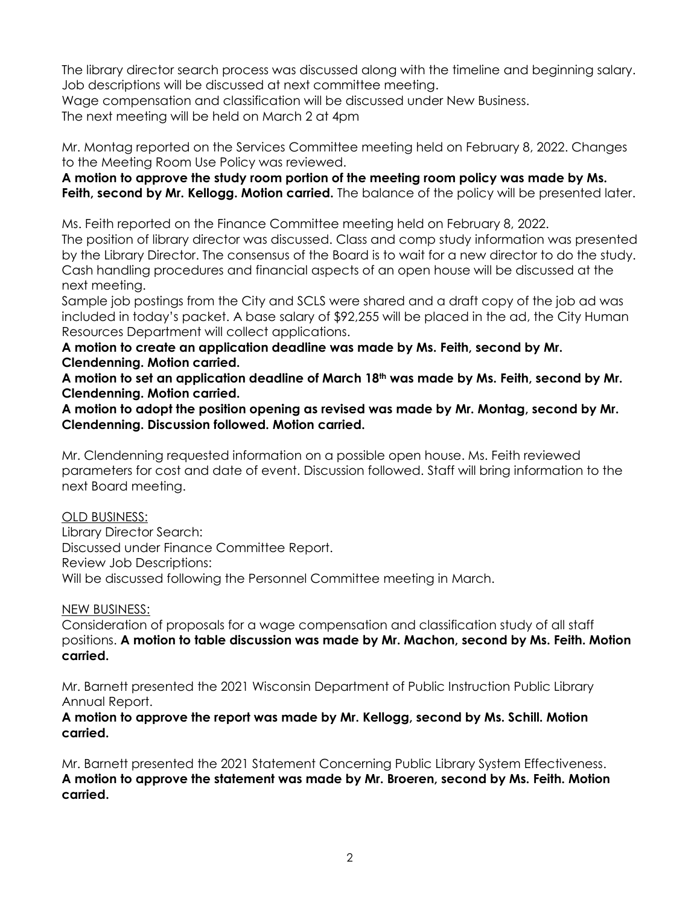The library director search process was discussed along with the timeline and beginning salary. Job descriptions will be discussed at next committee meeting.
Wage compensation and classification will be discussed under New Business.
The next meeting will be held on March 2 at 4pm

Mr. Montag reported on the Services Committee meeting held on February 8, 2022. Changes to the Meeting Room Use Policy was reviewed.
**A motion to approve the study room portion of the meeting room policy was made by Ms. Feith, second by Mr. Kellogg. Motion carried.** The balance of the policy will be presented later.

Ms. Feith reported on the Finance Committee meeting held on February 8, 2022.
The position of library director was discussed. Class and comp study information was presented by the Library Director. The consensus of the Board is to wait for a new director to do the study.
Cash handling procedures and financial aspects of an open house will be discussed at the next meeting.
Sample job postings from the City and SCLS were shared and a draft copy of the job ad was included in today's packet. A base salary of $92,255 will be placed in the ad, the City Human Resources Department will collect applications.
**A motion to create an application deadline was made by Ms. Feith, second by Mr. Clendenning. Motion carried.**
**A motion to set an application deadline of March 18th was made by Ms. Feith, second by Mr. Clendenning. Motion carried.**
**A motion to adopt the position opening as revised was made by Mr. Montag, second by Mr. Clendenning. Discussion followed. Motion carried.**

Mr. Clendenning requested information on a possible open house. Ms. Feith reviewed parameters for cost and date of event. Discussion followed. Staff will bring information to the next Board meeting.

OLD BUSINESS:
Library Director Search:
Discussed under Finance Committee Report.
Review Job Descriptions:
Will be discussed following the Personnel Committee meeting in March.

NEW BUSINESS:
Consideration of proposals for a wage compensation and classification study of all staff positions. **A motion to table discussion was made by Mr. Machon, second by Ms. Feith. Motion carried.**

Mr. Barnett presented the 2021 Wisconsin Department of Public Instruction Public Library Annual Report.
**A motion to approve the report was made by Mr. Kellogg, second by Ms. Schill. Motion carried.**

Mr. Barnett presented the 2021 Statement Concerning Public Library System Effectiveness.
**A motion to approve the statement was made by Mr. Broeren, second by Ms. Feith. Motion carried.**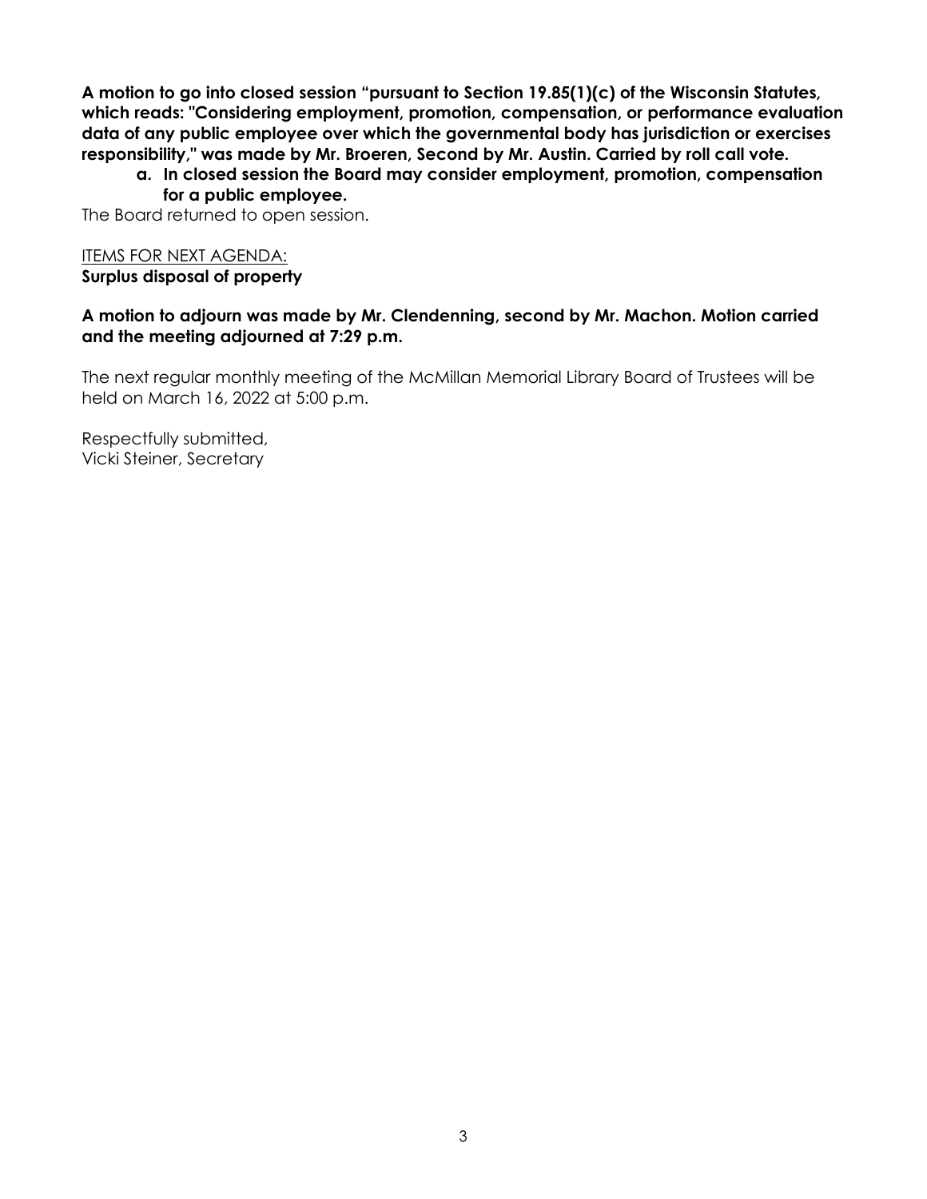**A motion to go into closed session "pursuant to Section 19.85(1)(c) of the Wisconsin Statutes, which reads: "Considering employment, promotion, compensation, or performance evaluation data of any public employee over which the governmental body has jurisdiction or exercises responsibility," was made by Mr. Broeren, Second by Mr. Austin. Carried by roll call vote.**

a. **In closed session the Board may consider employment, promotion, compensation for a public employee.**

The Board returned to open session.

ITEMS FOR NEXT AGENDA:

**Surplus disposal of property**

**A motion to adjourn was made by Mr. Clendenning, second by Mr. Machon. Motion carried and the meeting adjourned at 7:29 p.m.**

The next regular monthly meeting of the McMillan Memorial Library Board of Trustees will be held on March 16, 2022 at 5:00 p.m.

Respectfully submitted,
Vicki Steiner, Secretary